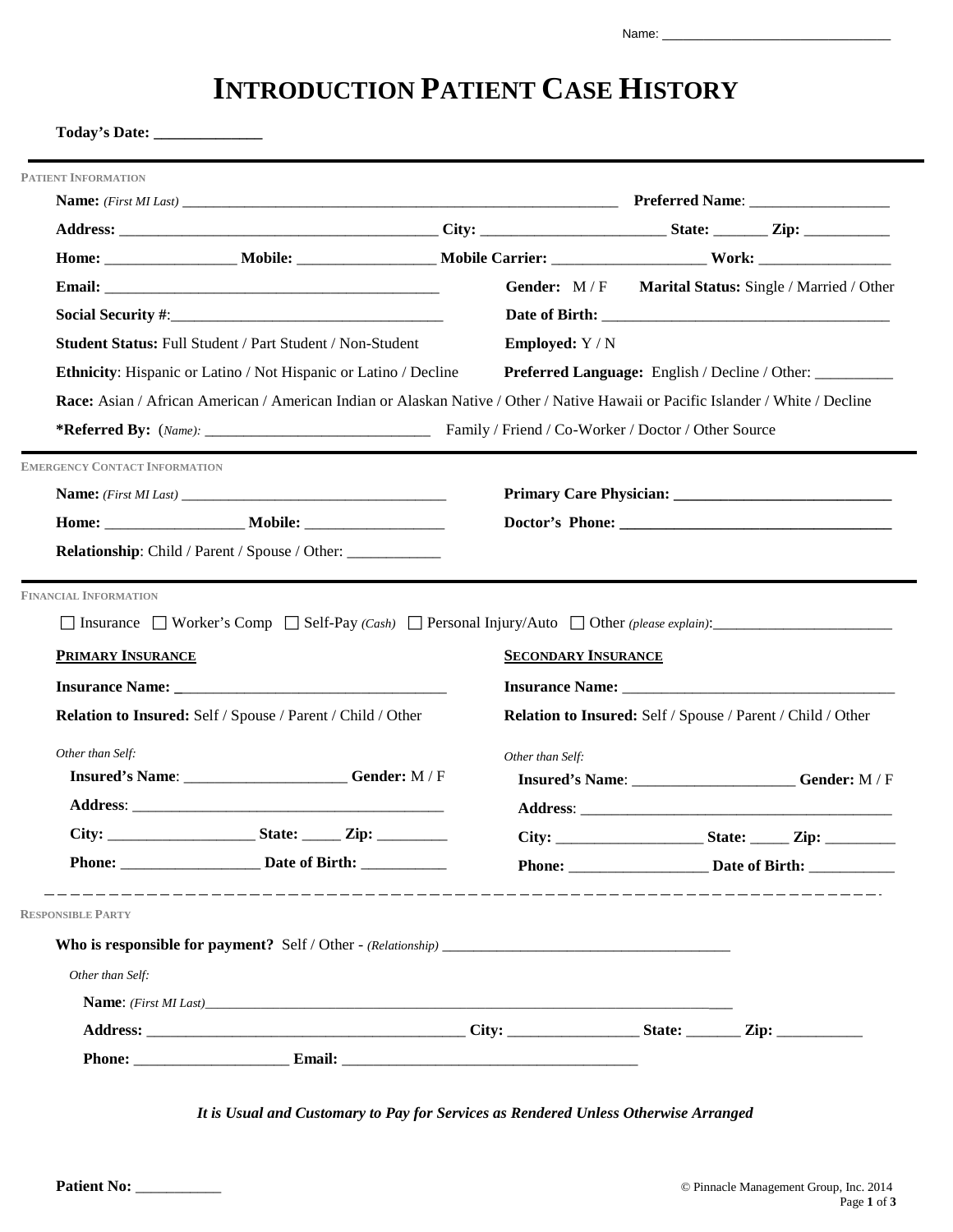Name: ________________________________

# INTRODUCTION PATIENT CASE HISTORY

**Today's Date:** ______________

### PATIENT INFORMATION

**Name:** *(First MI Last)* ____________________________________________ **Preferred Name**: __________________

**Address:** ________________________________________ **City:** ________________________ **State:** _______ **Zip:** ___________

**Home:** ________________ **Mobile:** _________________ **Mobile Carrier:** ___________________ **Work:** _________________

**Email:** ____________________________________________ **Gender:** M / F **Marital Status:** Single / Married / Other

**Social Security #**:___________________________________ **Date of Birth:** ______________________________________

**Student Status:** Full Student / Part Student / Non-Student **Employed:** Y / N

**Ethnicity**: Hispanic or Latino / Not Hispanic or Latino / Decline **Preferred Language:** English / Decline / Other: __________

**Race:** Asian / African American / American Indian or Alaskan Native / Other / Native Hawaii or Pacific Islander / White / Decline

***Referred By:** (*Name):* ______________________________ Family / Friend / Co-Worker / Doctor / Other Source

### EMERGENCY CONTACT INFORMATION

**Name:** *(First MI Last)* ___________________________________ **Primary Care Physician:** ____________________________

**Home:** _________________ **Mobile:** __________________ **Doctor's Phone:** __________________________________

**Relationship**: Child / Parent / Spouse / Other: ____________

### FINANCIAL INFORMATION

☐ Insurance ☐ Worker's Comp ☐ Self-Pay *(Cash)* ☐ Personal Injury/Auto ☐ Other *(please explain)*:_______________________

**PRIMARY INSURANCE**

**Insurance Name:** ___________________________________

**Relation to Insured:** Self / Spouse / Parent / Child / Other

*Other than Self:*

**Insured's Name**: _____________________ **Gender:** M / F

**Address**: ___________________________________________

**City:** ___________________ **State:** _____ **Zip:** _________

**Phone:** __________________ **Date of Birth:** ___________

**SECONDARY INSURANCE**

**Insurance Name:** ___________________________________

**Relation to Insured:** Self / Spouse / Parent / Child / Other

*Other than Self:*

**Insured's Name**: _____________________ **Gender:** M / F

**Address**: ___________________________________________

**City:** ___________________ **State:** _____ **Zip:** _________

**Phone:** __________________ **Date of Birth:** ___________

### RESPONSIBLE PARTY

**Who is responsible for payment?** Self / Other - *(Relationship)* _____________________________________

*Other than Self:*

**Name**: *(First MI Last)*_____________________________________________________________________________

**Address:** _________________________________________ **City:** _________________ **State:** _______ **Zip:** ___________

**Phone:** ____________________ **Email:** _______________________________________

***It is Usual and Customary to Pay for Services as Rendered Unless Otherwise Arranged***

**Patient No:** ___________

© Pinnacle Management Group, Inc. 2014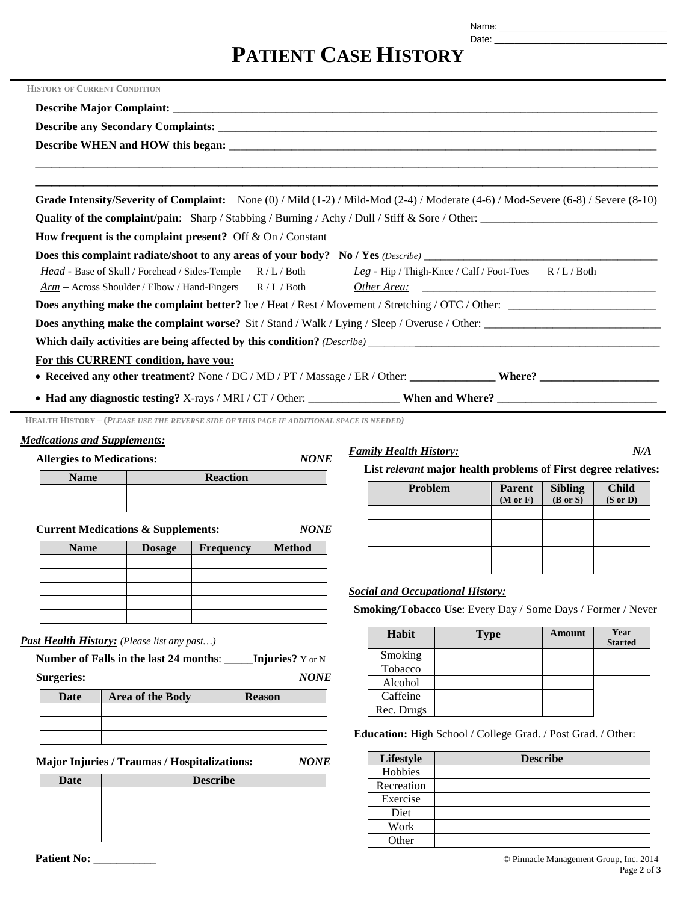Name: ________________________________

Date: ________________________________

# PATIENT CASE HISTORY

## HISTORY OF CURRENT CONDITION

**Describe Major Complaint:** ________________________________________________________________________________

**Describe any Secondary Complaints:** ________________________________________________________________________

**Describe WHEN and HOW this began:** ________________________________________________________________________

______________________________________________________________________________________________________

______________________________________________________________________________________________________

**Grade Intensity/Severity of Complaint:** None (0) / Mild (1-2) / Mild-Mod (2-4) / Moderate (4-6) / Mod-Severe (6-8) / Severe (8-10)

**Quality of the complaint/pain**: Sharp / Stabbing / Burning / Achy / Dull / Stiff & Sore / Other: ______________________________

**How frequent is the complaint present?** Off & On / Constant

**Does this complaint radiate/shoot to any areas of your body? No / Yes** *(Describe)* ___________________________________________

*Head* - Base of Skull / Forehead / Sides-Temple R / L / Both

*Leg* - Hip / Thigh-Knee / Calf / Foot-Toes R / L / Both

*Arm* – Across Shoulder / Elbow / Hand-Fingers R / L / Both

*Other Area:* ___________________________________________

**Does anything make the complaint better?** Ice / Heat / Rest / Movement / Stretching / OTC / Other: ___________________________

**Does anything make the complaint worse?** Sit / Stand / Walk / Lying / Sleep / Overuse / Other: ______________________________

**Which daily activities are being affected by this condition?** *(Describe)* ______________________________________________

**For this CURRENT condition, have you:**

- **Received any other treatment?** None / DC / MD / PT / Massage / ER / Other: _______________ **Where?** _____________________
- **Had any diagnostic testing?** X-rays / MRI / CT / Other: ________________ **When and Where?** ____________________________

## HEALTH HISTORY – (*PLEASE USE THE REVERSE SIDE OF THIS PAGE IF ADDITIONAL SPACE IS NEEDED*)

### *Medications and Supplements:*

**Allergies to Medications:** ***NONE***

| Name | Reaction |
|---|---|
| | |
| | |

**Current Medications & Supplements:** ***NONE***

| Name | Dosage | Frequency | Method |
|---|---|---|---|
| | | | |
| | | | |
| | | | |
| | | | |
| | | | |

### *Past Health History:* *(Please list any past…)*

**Number of Falls in the last 24 months**: _____**Injuries?** Y or N

**Surgeries:** ***NONE***

| Date | Area of the Body | Reason |
|---|---|---|
| | | |
| | | |
| | | |

**Major Injuries / Traumas / Hospitalizations:** ***NONE***

| Date | Describe |
|---|---|
| | |
| | |
| | |
| | |

### *Family Health History:* ***N/A***

**List *relevant* major health problems of First degree relatives:**

| Problem | Parent (M or F) | Sibling (B or S) | Child (S or D) |
|---|---|---|---|
| | | | |
| | | | |
| | | | |
| | | | |
| | | | |

### *Social and Occupational History:*

**Smoking/Tobacco Use**: Every Day / Some Days / Former / Never

| Habit | Type | Amount | Year Started |
|---|---|---|---|
| Smoking | | | |
| Tobacco | | | |
| Alcohol | | | |
| Caffeine | | | |
| Rec. Drugs | | | |

**Education:** High School / College Grad. / Post Grad. / Other:

| Lifestyle | Describe |
|---|---|
| Hobbies | |
| Recreation | |
| Exercise | |
| Diet | |
| Work | |
| Other | |

**Patient No:** ___________

© Pinnacle Management Group, Inc. 2014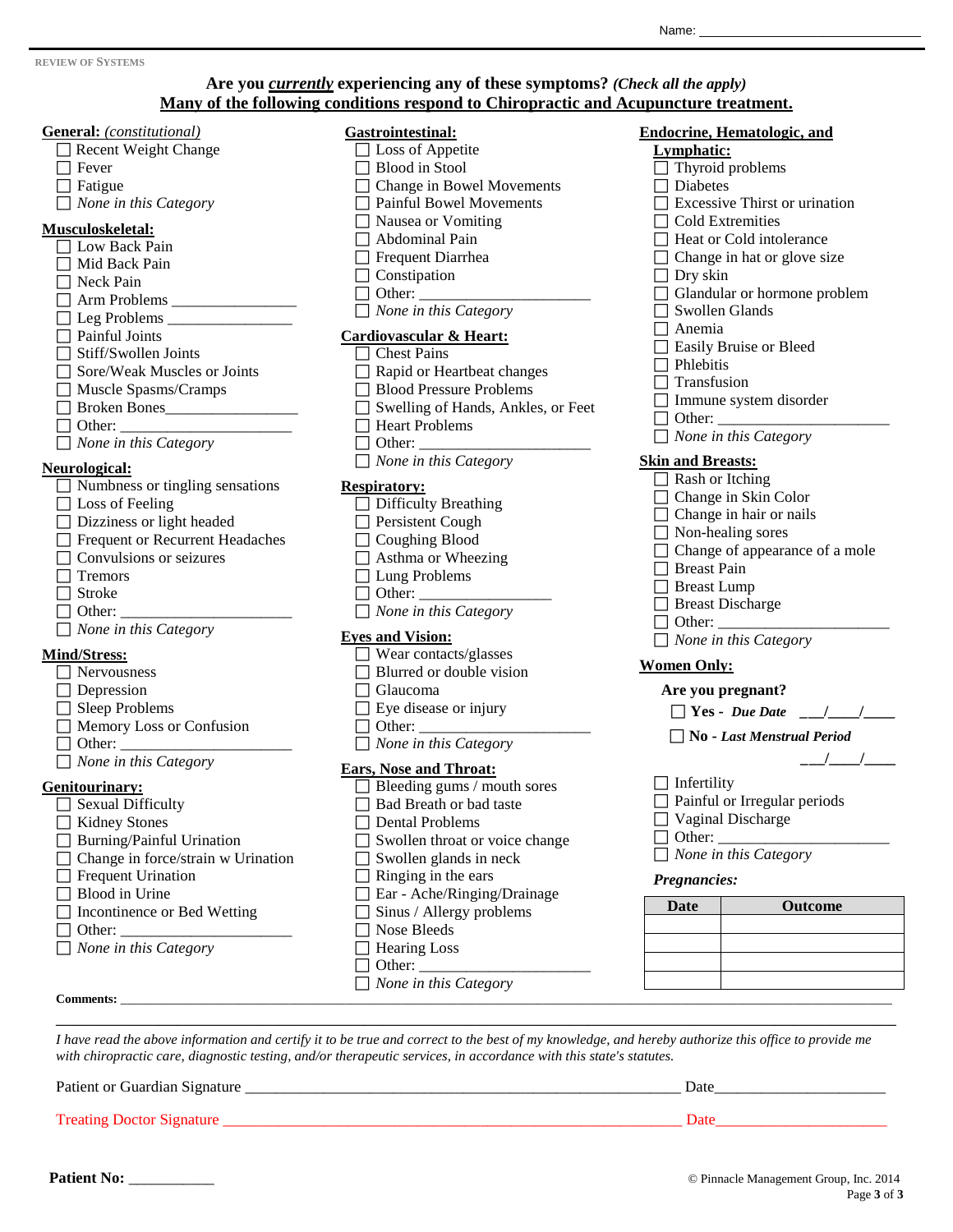Name: ________________________________

REVIEW OF SYSTEMS

## Are you *currently* experiencing any of these symptoms? *(Check all the apply)*

**Many of the following conditions respond to Chiropractic and Acupuncture treatment.**

**General:** *(constitutional)*
- ☐ Recent Weight Change
- ☐ Fever
- ☐ Fatigue
- ☐ *None in this Category*

**Musculoskeletal:**
- ☐ Low Back Pain
- ☐ Mid Back Pain
- ☐ Neck Pain
- ☐ Arm Problems _______________
- ☐ Leg Problems _______________
- ☐ Painful Joints
- ☐ Stiff/Swollen Joints
- ☐ Sore/Weak Muscles or Joints
- ☐ Muscle Spasms/Cramps
- ☐ Broken Bones_______________
- ☐ Other: _____________________
- ☐ *None in this Category*

**Neurological:**
- ☐ Numbness or tingling sensations
- ☐ Loss of Feeling
- ☐ Dizziness or light headed
- ☐ Frequent or Recurrent Headaches
- ☐ Convulsions or seizures
- ☐ Tremors
- ☐ Stroke
- ☐ Other: _____________________
- ☐ *None in this Category*

**Mind/Stress:**
- ☐ Nervousness
- ☐ Depression
- ☐ Sleep Problems
- ☐ Memory Loss or Confusion
- ☐ Other: _____________________
- ☐ *None in this Category*

**Genitourinary:**
- ☐ Sexual Difficulty
- ☐ Kidney Stones
- ☐ Burning/Painful Urination
- ☐ Change in force/strain w Urination
- ☐ Frequent Urination
- ☐ Blood in Urine
- ☐ Incontinence or Bed Wetting
- ☐ Other: _____________________
- ☐ *None in this Category*

**Gastrointestinal:**
- ☐ Loss of Appetite
- ☐ Blood in Stool
- ☐ Change in Bowel Movements
- ☐ Painful Bowel Movements
- ☐ Nausea or Vomiting
- ☐ Abdominal Pain
- ☐ Frequent Diarrhea
- ☐ Constipation
- ☐ Other: _____________________
- ☐ *None in this Category*

**Cardiovascular & Heart:**
- ☐ Chest Pains
- ☐ Rapid or Heartbeat changes
- ☐ Blood Pressure Problems
- ☐ Swelling of Hands, Ankles, or Feet
- ☐ Heart Problems
- ☐ Other: _____________________
- ☐ *None in this Category*

**Respiratory:**
- ☐ Difficulty Breathing
- ☐ Persistent Cough
- ☐ Coughing Blood
- ☐ Asthma or Wheezing
- ☐ Lung Problems
- ☐ Other: _______________
- ☐ *None in this Category*

**Eyes and Vision:**
- ☐ Wear contacts/glasses
- ☐ Blurred or double vision
- ☐ Glaucoma
- ☐ Eye disease or injury
- ☐ Other: _____________________
- ☐ *None in this Category*

**Ears, Nose and Throat:**
- ☐ Bleeding gums / mouth sores
- ☐ Bad Breath or bad taste
- ☐ Dental Problems
- ☐ Swollen throat or voice change
- ☐ Swollen glands in neck
- ☐ Ringing in the ears
- ☐ Ear - Ache/Ringing/Drainage
- ☐ Sinus / Allergy problems
- ☐ Nose Bleeds
- ☐ Hearing Loss
- ☐ Other: _____________________
- ☐ *None in this Category*

**Endocrine, Hematologic, and Lymphatic:**
- ☐ Thyroid problems
- ☐ Diabetes
- ☐ Excessive Thirst or urination
- ☐ Cold Extremities
- ☐ Heat or Cold intolerance
- ☐ Change in hat or glove size
- ☐ Dry skin
- ☐ Glandular or hormone problem
- ☐ Swollen Glands
- ☐ Anemia
- ☐ Easily Bruise or Bleed
- ☐ Phlebitis
- ☐ Transfusion
- ☐ Immune system disorder
- ☐ Other: _____________________
- ☐ *None in this Category*

**Skin and Breasts:**
- ☐ Rash or Itching
- ☐ Change in Skin Color
- ☐ Change in hair or nails
- ☐ Non-healing sores
- ☐ Change of appearance of a mole
- ☐ Breast Pain
- ☐ Breast Lump
- ☐ Breast Discharge
- ☐ Other: _____________________
- ☐ *None in this Category*

**Women Only:**

**Are you pregnant?**
- ☐ **Yes -** ***Due Date*** ___/____/____
- ☐ **No -** ***Last Menstrual Period*** ___/____/____

- ☐ Infertility
- ☐ Painful or Irregular periods
- ☐ Vaginal Discharge
- ☐ Other: _____________________
- ☐ *None in this Category*

***Pregnancies:***

| Date | Outcome |
|---|---|
| | |
| | |
| | |
| | |

**Comments:** ________________________________________________________________________

*I have read the above information and certify it to be true and correct to the best of my knowledge, and hereby authorize this office to provide me with chiropractic care, diagnostic testing, and/or therapeutic services, in accordance with this state's statutes.*

Patient or Guardian Signature ____________________________________________ Date____________________

Treating Doctor Signature ________________________________________________ Date____________________

**Patient No:** ___________

© Pinnacle Management Group, Inc. 2014